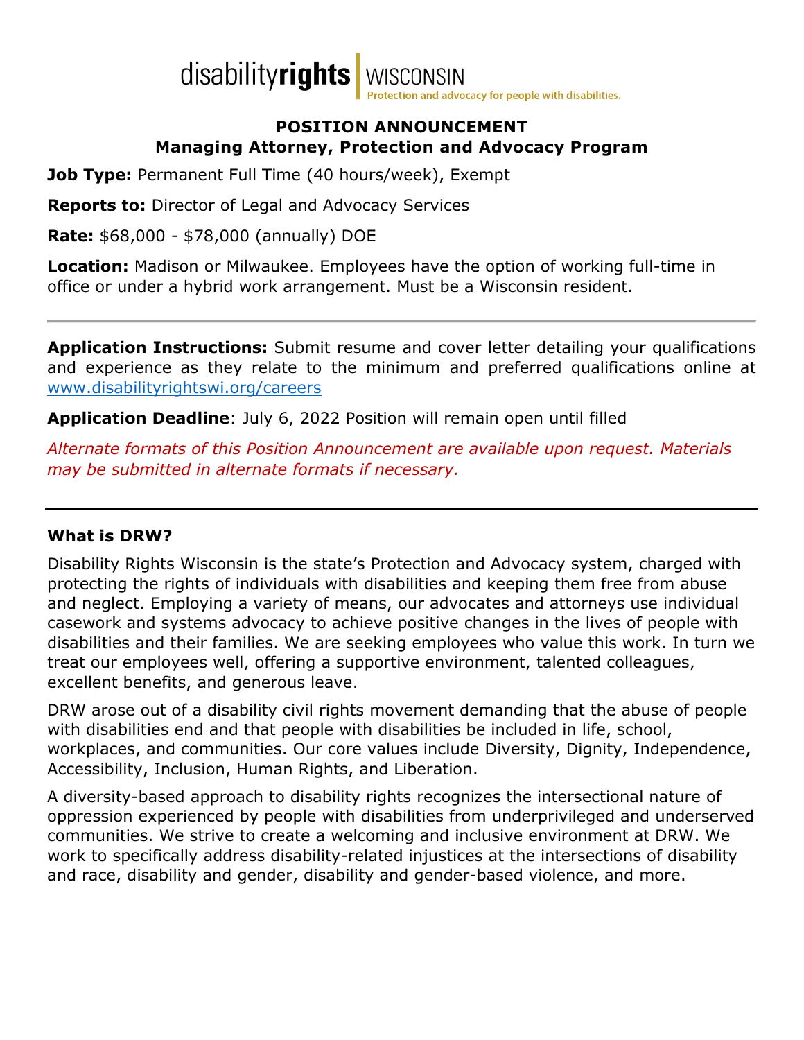disabilityrights | WISCONSIN
Protection and advocacy for people with disabilities.

# POSITION ANNOUNCEMENT
## Managing Attorney, Protection and Advocacy Program

**Job Type:** Permanent Full Time (40 hours/week), Exempt

**Reports to:** Director of Legal and Advocacy Services

**Rate:** $68,000 - $78,000 (annually) DOE

**Location:** Madison or Milwaukee. Employees have the option of working full-time in office or under a hybrid work arrangement. Must be a Wisconsin resident.

---

**Application Instructions:** Submit resume and cover letter detailing your qualifications and experience as they relate to the minimum and preferred qualifications online at www.disabilityrightswi.org/careers

**Application Deadline**: July 6, 2022 Position will remain open until filled

*Alternate formats of this Position Announcement are available upon request. Materials may be submitted in alternate formats if necessary.*

---

### What is DRW?

Disability Rights Wisconsin is the state's Protection and Advocacy system, charged with protecting the rights of individuals with disabilities and keeping them free from abuse and neglect. Employing a variety of means, our advocates and attorneys use individual casework and systems advocacy to achieve positive changes in the lives of people with disabilities and their families. We are seeking employees who value this work. In turn we treat our employees well, offering a supportive environment, talented colleagues, excellent benefits, and generous leave.

DRW arose out of a disability civil rights movement demanding that the abuse of people with disabilities end and that people with disabilities be included in life, school, workplaces, and communities. Our core values include Diversity, Dignity, Independence, Accessibility, Inclusion, Human Rights, and Liberation.

A diversity-based approach to disability rights recognizes the intersectional nature of oppression experienced by people with disabilities from underprivileged and underserved communities. We strive to create a welcoming and inclusive environment at DRW. We work to specifically address disability-related injustices at the intersections of disability and race, disability and gender, disability and gender-based violence, and more.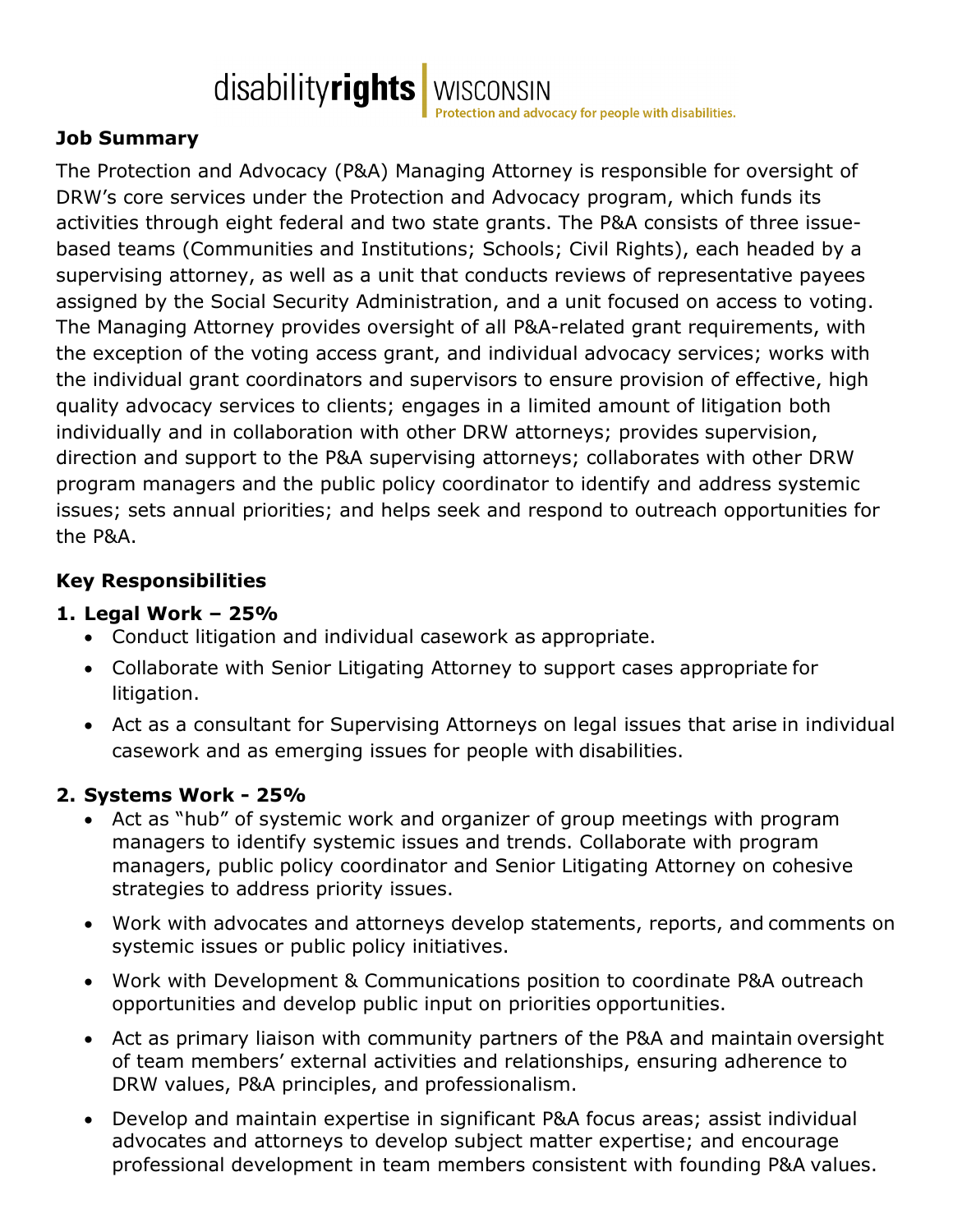disability**rights** | WISCONSIN
Protection and advocacy for people with disabilities.

**Job Summary**

The Protection and Advocacy (P&A) Managing Attorney is responsible for oversight of DRW's core services under the Protection and Advocacy program, which funds its activities through eight federal and two state grants. The P&A consists of three issue-based teams (Communities and Institutions; Schools; Civil Rights), each headed by a supervising attorney, as well as a unit that conducts reviews of representative payees assigned by the Social Security Administration, and a unit focused on access to voting. The Managing Attorney provides oversight of all P&A-related grant requirements, with the exception of the voting access grant, and individual advocacy services; works with the individual grant coordinators and supervisors to ensure provision of effective, high quality advocacy services to clients; engages in a limited amount of litigation both individually and in collaboration with other DRW attorneys; provides supervision, direction and support to the P&A supervising attorneys; collaborates with other DRW program managers and the public policy coordinator to identify and address systemic issues; sets annual priorities; and helps seek and respond to outreach opportunities for the P&A.

**Key Responsibilities**

1. **Legal Work – 25%**
   - Conduct litigation and individual casework as appropriate.
   - Collaborate with Senior Litigating Attorney to support cases appropriate for litigation.
   - Act as a consultant for Supervising Attorneys on legal issues that arise in individual casework and as emerging issues for people with disabilities.

2. **Systems Work - 25%**
   - Act as "hub" of systemic work and organizer of group meetings with program managers to identify systemic issues and trends. Collaborate with program managers, public policy coordinator and Senior Litigating Attorney on cohesive strategies to address priority issues.
   - Work with advocates and attorneys develop statements, reports, and comments on systemic issues or public policy initiatives.
   - Work with Development & Communications position to coordinate P&A outreach opportunities and develop public input on priorities opportunities.
   - Act as primary liaison with community partners of the P&A and maintain oversight of team members' external activities and relationships, ensuring adherence to DRW values, P&A principles, and professionalism.
   - Develop and maintain expertise in significant P&A focus areas; assist individual advocates and attorneys to develop subject matter expertise; and encourage professional development in team members consistent with founding P&A values.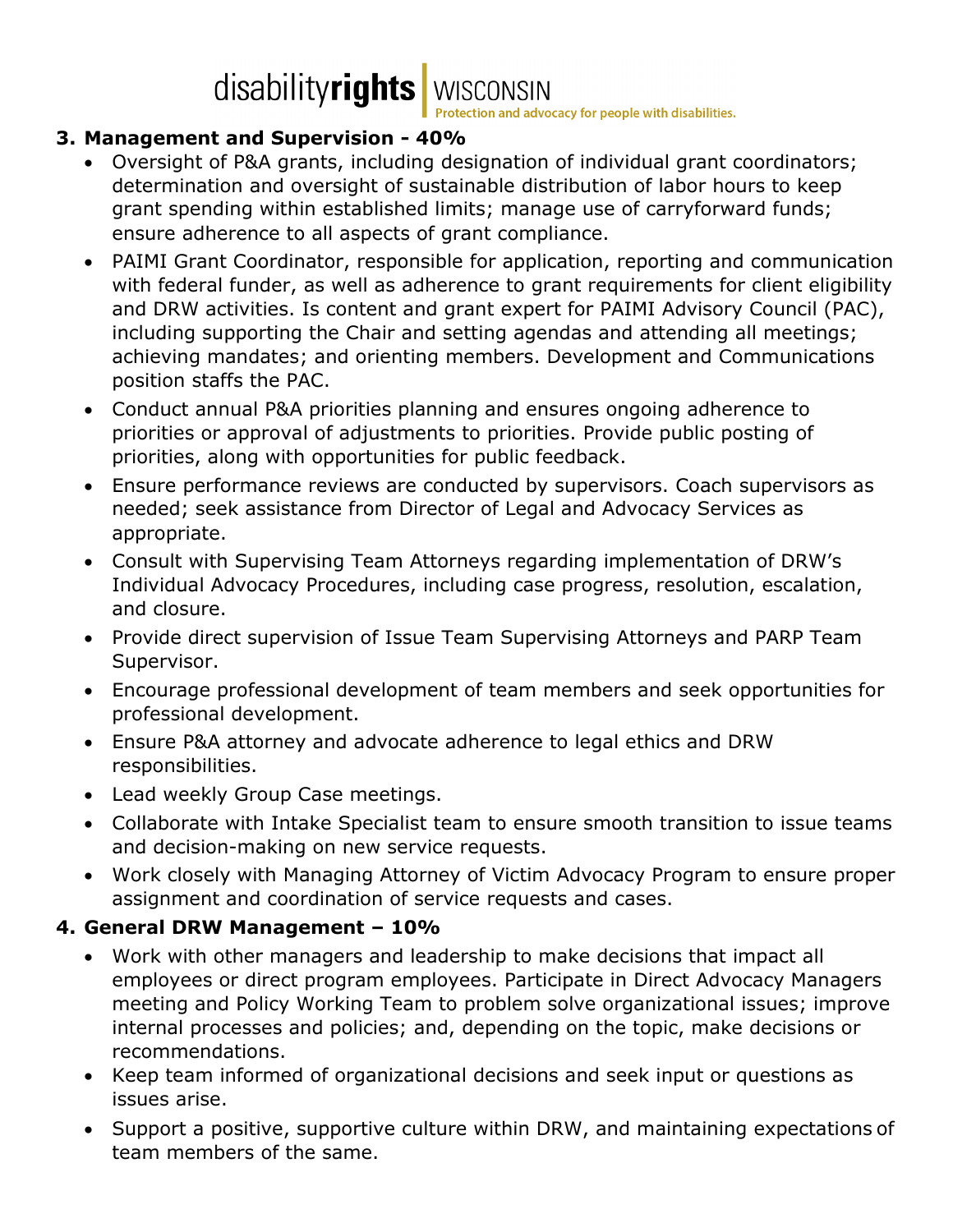### 3. Management and Supervision - 40%

- Oversight of P&A grants, including designation of individual grant coordinators; determination and oversight of sustainable distribution of labor hours to keep grant spending within established limits; manage use of carryforward funds; ensure adherence to all aspects of grant compliance.
- PAIMI Grant Coordinator, responsible for application, reporting and communication with federal funder, as well as adherence to grant requirements for client eligibility and DRW activities. Is content and grant expert for PAIMI Advisory Council (PAC), including supporting the Chair and setting agendas and attending all meetings; achieving mandates; and orienting members. Development and Communications position staffs the PAC.
- Conduct annual P&A priorities planning and ensures ongoing adherence to priorities or approval of adjustments to priorities. Provide public posting of priorities, along with opportunities for public feedback.
- Ensure performance reviews are conducted by supervisors. Coach supervisors as needed; seek assistance from Director of Legal and Advocacy Services as appropriate.
- Consult with Supervising Team Attorneys regarding implementation of DRW's Individual Advocacy Procedures, including case progress, resolution, escalation, and closure.
- Provide direct supervision of Issue Team Supervising Attorneys and PARP Team Supervisor.
- Encourage professional development of team members and seek opportunities for professional development.
- Ensure P&A attorney and advocate adherence to legal ethics and DRW responsibilities.
- Lead weekly Group Case meetings.
- Collaborate with Intake Specialist team to ensure smooth transition to issue teams and decision-making on new service requests.
- Work closely with Managing Attorney of Victim Advocacy Program to ensure proper assignment and coordination of service requests and cases.

### 4. General DRW Management – 10%

- Work with other managers and leadership to make decisions that impact all employees or direct program employees. Participate in Direct Advocacy Managers meeting and Policy Working Team to problem solve organizational issues; improve internal processes and policies; and, depending on the topic, make decisions or recommendations.
- Keep team informed of organizational decisions and seek input or questions as issues arise.
- Support a positive, supportive culture within DRW, and maintaining expectations of team members of the same.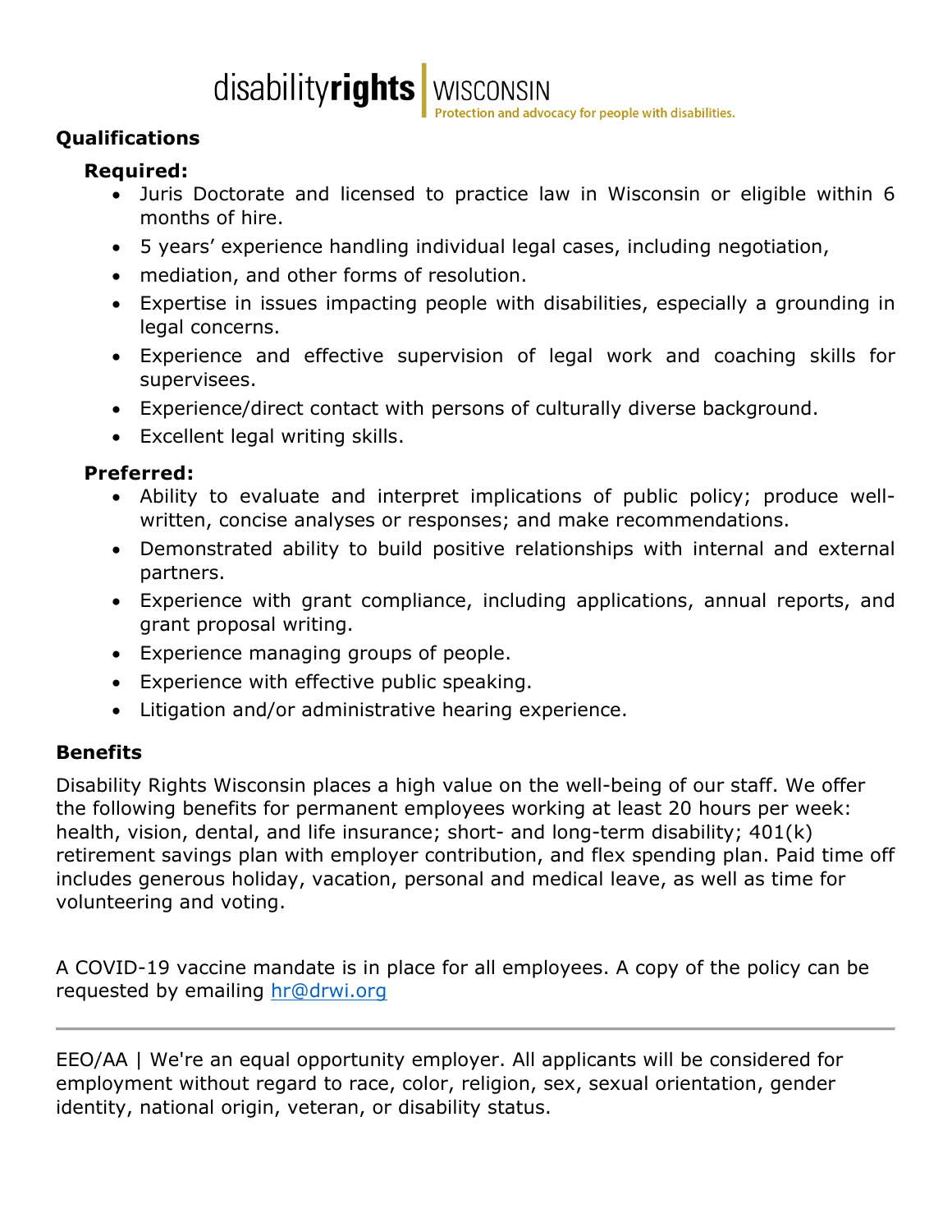## Qualifications

### Required:

- Juris Doctorate and licensed to practice law in Wisconsin or eligible within 6 months of hire.
- 5 years' experience handling individual legal cases, including negotiation,
- mediation, and other forms of resolution.
- Expertise in issues impacting people with disabilities, especially a grounding in legal concerns.
- Experience and effective supervision of legal work and coaching skills for supervisees.
- Experience/direct contact with persons of culturally diverse background.
- Excellent legal writing skills.

### Preferred:

- Ability to evaluate and interpret implications of public policy; produce well-written, concise analyses or responses; and make recommendations.
- Demonstrated ability to build positive relationships with internal and external partners.
- Experience with grant compliance, including applications, annual reports, and grant proposal writing.
- Experience managing groups of people.
- Experience with effective public speaking.
- Litigation and/or administrative hearing experience.

## Benefits

Disability Rights Wisconsin places a high value on the well-being of our staff. We offer the following benefits for permanent employees working at least 20 hours per week: health, vision, dental, and life insurance; short- and long-term disability; 401(k) retirement savings plan with employer contribution, and flex spending plan. Paid time off includes generous holiday, vacation, personal and medical leave, as well as time for volunteering and voting.

A COVID-19 vaccine mandate is in place for all employees. A copy of the policy can be requested by emailing hr@drwi.org

---

EEO/AA | We're an equal opportunity employer. All applicants will be considered for employment without regard to race, color, religion, sex, sexual orientation, gender identity, national origin, veteran, or disability status.